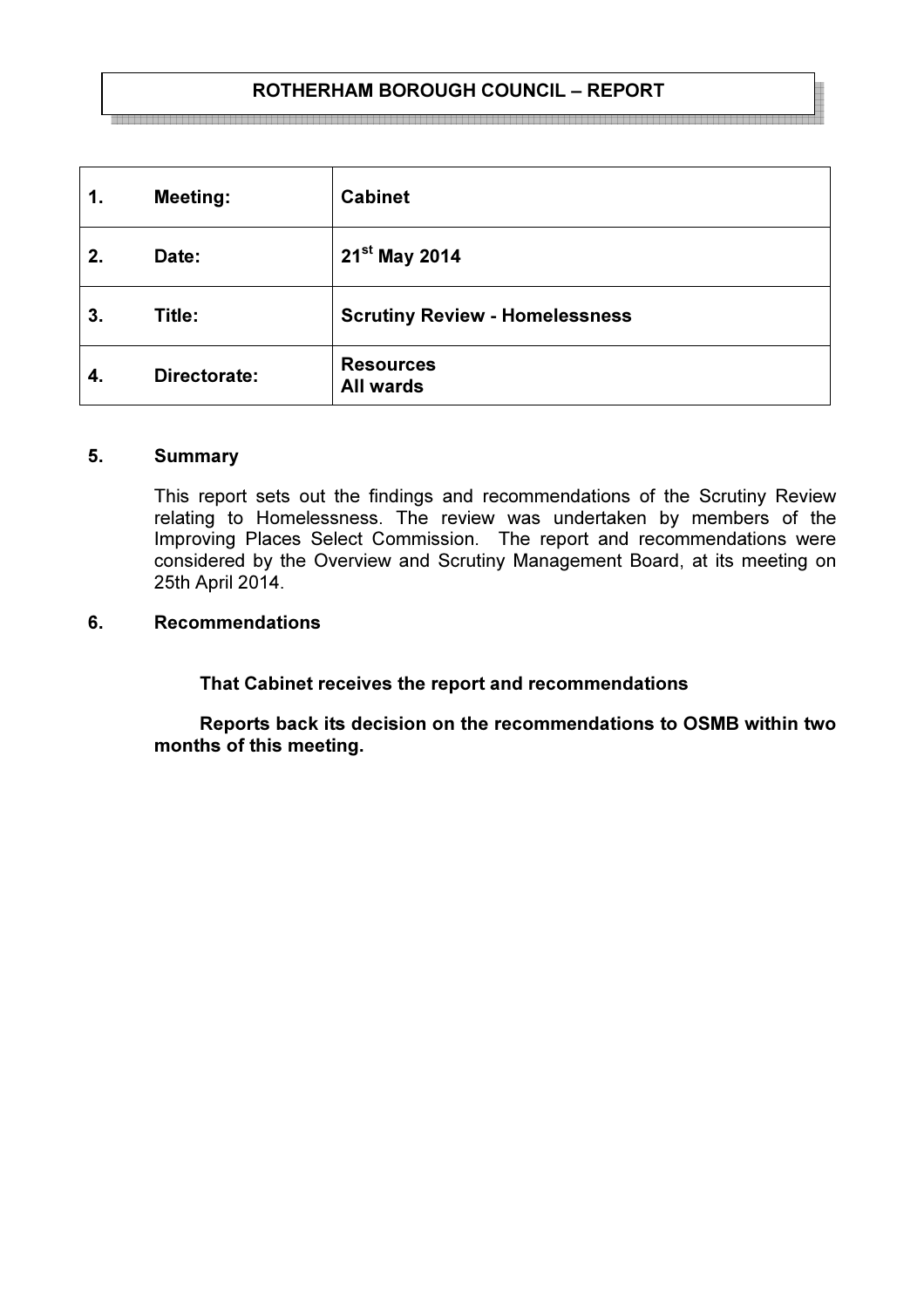# ROTHERHAM BOROUGH COUNCIL – REPORT

| 1. | Meeting: | Cabinet |
|---|---|---|
| 2. | Date: | 21st May 2014 |
| 3. | Title: | Scrutiny Review - Homelessness |
| 4. | Directorate: | Resources<br>All wards |

## 5. Summary

This report sets out the findings and recommendations of the Scrutiny Review relating to Homelessness. The review was undertaken by members of the Improving Places Select Commission. The report and recommendations were considered by the Overview and Scrutiny Management Board, at its meeting on 25th April 2014.

## 6. Recommendations

**That Cabinet receives the report and recommendations**

**Reports back its decision on the recommendations to OSMB within two months of this meeting.**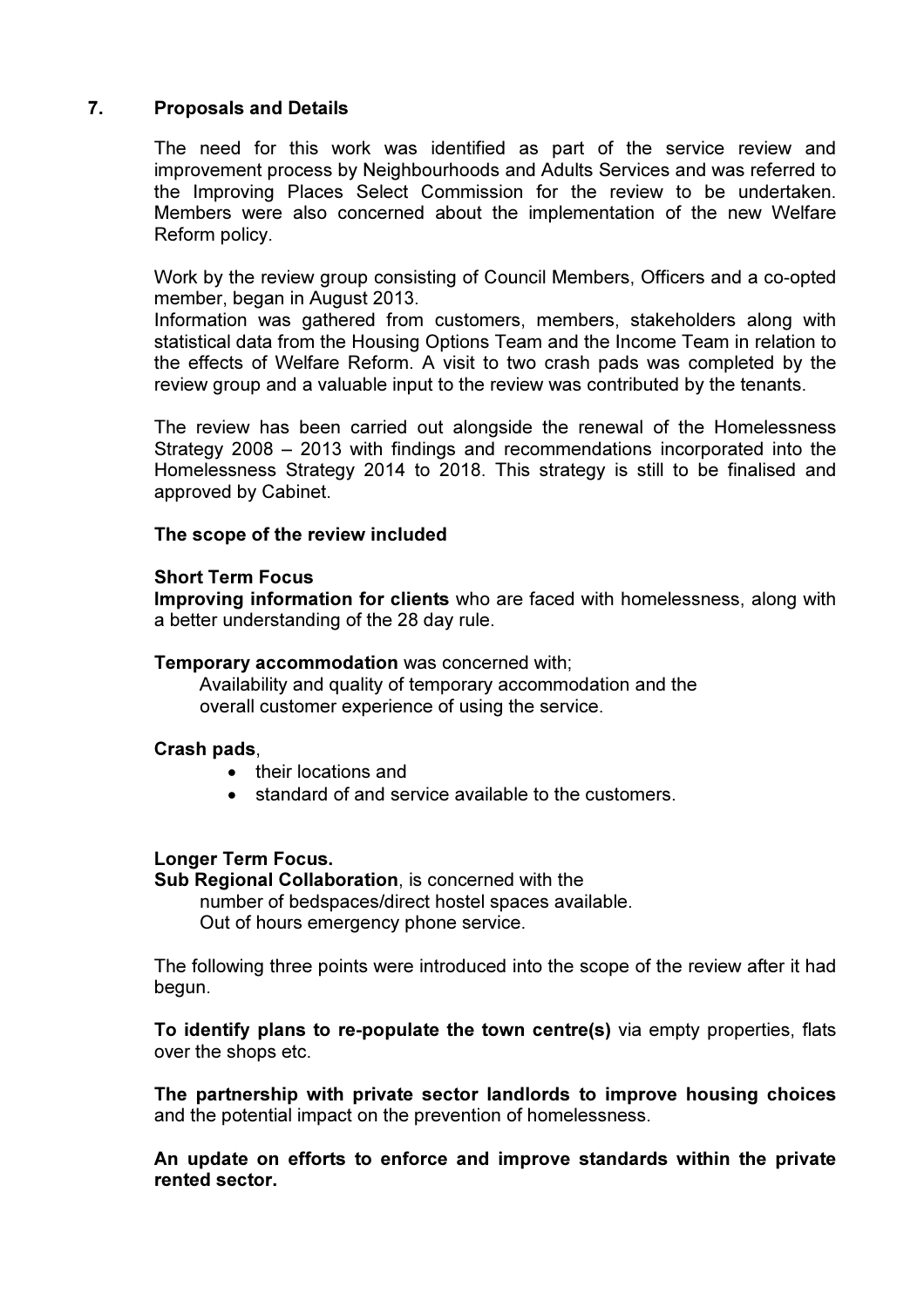## 7. Proposals and Details

The need for this work was identified as part of the service review and improvement process by Neighbourhoods and Adults Services and was referred to the Improving Places Select Commission for the review to be undertaken. Members were also concerned about the implementation of the new Welfare Reform policy.

Work by the review group consisting of Council Members, Officers and a co-opted member, began in August 2013.
Information was gathered from customers, members, stakeholders along with statistical data from the Housing Options Team and the Income Team in relation to the effects of Welfare Reform. A visit to two crash pads was completed by the review group and a valuable input to the review was contributed by the tenants.

The review has been carried out alongside the renewal of the Homelessness Strategy 2008 – 2013 with findings and recommendations incorporated into the Homelessness Strategy 2014 to 2018. This strategy is still to be finalised and approved by Cabinet.

**The scope of the review included**

**Short Term Focus**
**Improving information for clients** who are faced with homelessness, along with a better understanding of the 28 day rule.

**Temporary accommodation** was concerned with;
Availability and quality of temporary accommodation and the overall customer experience of using the service.

**Crash pads**,

- their locations and
- standard of and service available to the customers.

**Longer Term Focus.**
**Sub Regional Collaboration**, is concerned with the
number of bedspaces/direct hostel spaces available.
Out of hours emergency phone service.

The following three points were introduced into the scope of the review after it had begun.

**To identify plans to re-populate the town centre(s)** via empty properties, flats over the shops etc.

**The partnership with private sector landlords to improve housing choices** and the potential impact on the prevention of homelessness.

**An update on efforts to enforce and improve standards within the private rented sector.**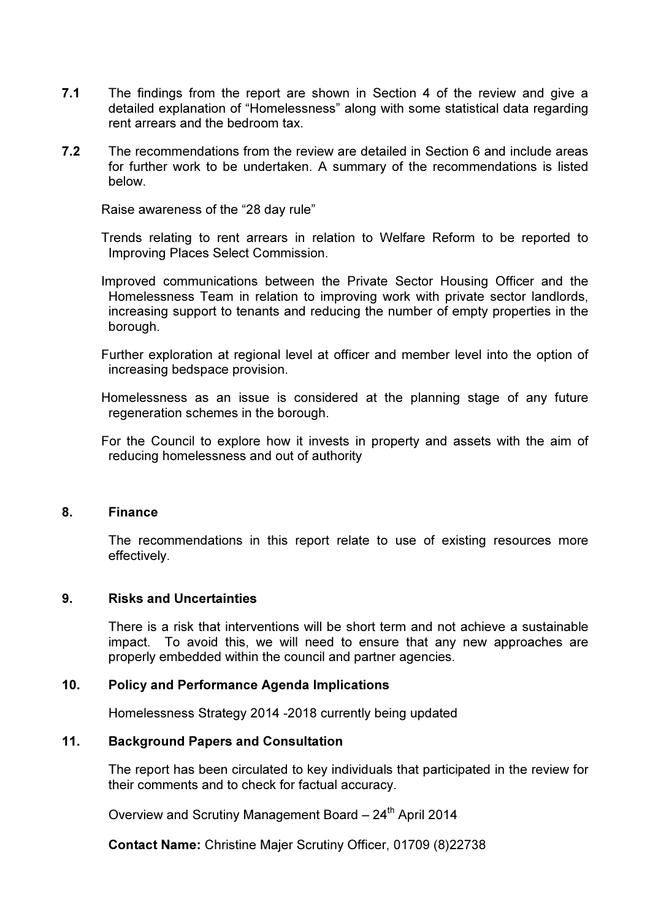**7.1** The findings from the report are shown in Section 4 of the review and give a detailed explanation of "Homelessness" along with some statistical data regarding rent arrears and the bedroom tax.

**7.2** The recommendations from the review are detailed in Section 6 and include areas for further work to be undertaken. A summary of the recommendations is listed below.

Raise awareness of the "28 day rule"

Trends relating to rent arrears in relation to Welfare Reform to be reported to Improving Places Select Commission.

Improved communications between the Private Sector Housing Officer and the Homelessness Team in relation to improving work with private sector landlords, increasing support to tenants and reducing the number of empty properties in the borough.

Further exploration at regional level at officer and member level into the option of increasing bedspace provision.

Homelessness as an issue is considered at the planning stage of any future regeneration schemes in the borough.

For the Council to explore how it invests in property and assets with the aim of reducing homelessness and out of authority

## 8. Finance

The recommendations in this report relate to use of existing resources more effectively.

## 9. Risks and Uncertainties

There is a risk that interventions will be short term and not achieve a sustainable impact. To avoid this, we will need to ensure that any new approaches are properly embedded within the council and partner agencies.

## 10. Policy and Performance Agenda Implications

Homelessness Strategy 2014 -2018 currently being updated

## 11. Background Papers and Consultation

The report has been circulated to key individuals that participated in the review for their comments and to check for factual accuracy.

Overview and Scrutiny Management Board – 24th April 2014

**Contact Name:** Christine Majer Scrutiny Officer, 01709 (8)22738